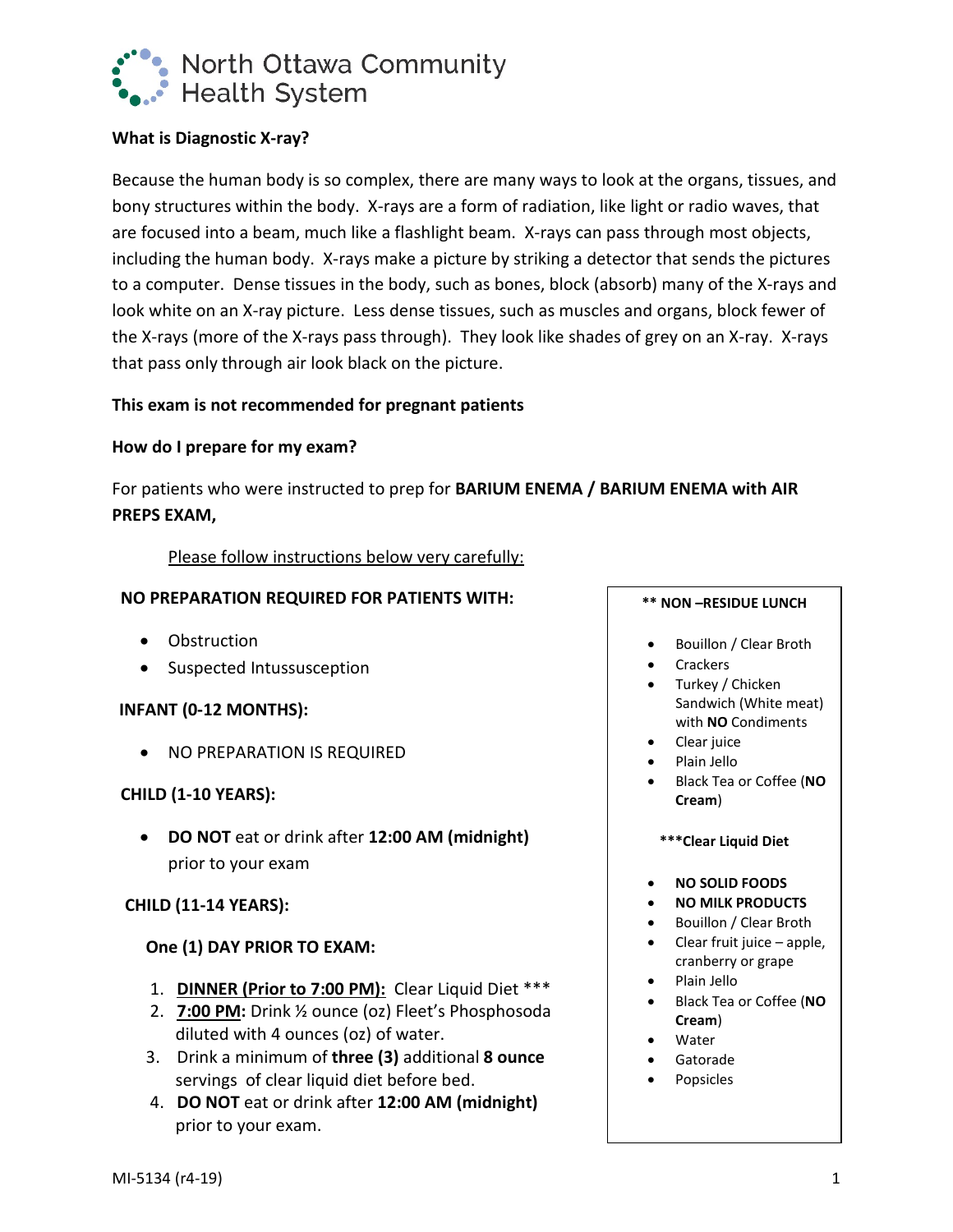North Ottawa Community Health System

**What is Diagnostic X-ray?**

Because the human body is so complex, there are many ways to look at the organs, tissues, and bony structures within the body. X-rays are a form of radiation, like light or radio waves, that are focused into a beam, much like a flashlight beam. X-rays can pass through most objects, including the human body. X-rays make a picture by striking a detector that sends the pictures to a computer. Dense tissues in the body, such as bones, block (absorb) many of the X-rays and look white on an X-ray picture. Less dense tissues, such as muscles and organs, block fewer of the X-rays (more of the X-rays pass through). They look like shades of grey on an X-ray. X-rays that pass only through air look black on the picture.

**This exam is not recommended for pregnant patients**

**How do I prepare for my exam?**

For patients who were instructed to prep for **BARIUM ENEMA / BARIUM ENEMA with AIR PREPS EXAM,**

Please follow instructions below very carefully:

**NO PREPARATION REQUIRED FOR PATIENTS WITH:**

- Obstruction
- Suspected Intussusception

**INFANT (0-12 MONTHS):**

- NO PREPARATION IS REQUIRED

**CHILD (1-10 YEARS):**

- **DO NOT** eat or drink after **12:00 AM (midnight)** prior to your exam

**CHILD (11-14 YEARS):**

**One (1) DAY PRIOR TO EXAM:**

1. **DINNER (Prior to 7:00 PM):** Clear Liquid Diet ***
2. **7:00 PM:** Drink ½ ounce (oz) Fleet's Phosphosoda diluted with 4 ounces (oz) of water.
3. Drink a minimum of **three (3)** additional **8 ounce** servings of clear liquid diet before bed.
4. **DO NOT** eat or drink after **12:00 AM (midnight)** prior to your exam.

**** NON –RESIDUE LUNCH**

- Bouillon / Clear Broth
- Crackers
- Turkey / Chicken Sandwich (White meat) with **NO** Condiments
- Clear juice
- Plain Jello
- Black Tea or Coffee (**NO Cream**)

*****Clear Liquid Diet**

- **NO SOLID FOODS**
- **NO MILK PRODUCTS**
- Bouillon / Clear Broth
- Clear fruit juice – apple, cranberry or grape
- Plain Jello
- Black Tea or Coffee (**NO Cream**)
- Water
- Gatorade
- Popsicles

MI-5134 (r4-19)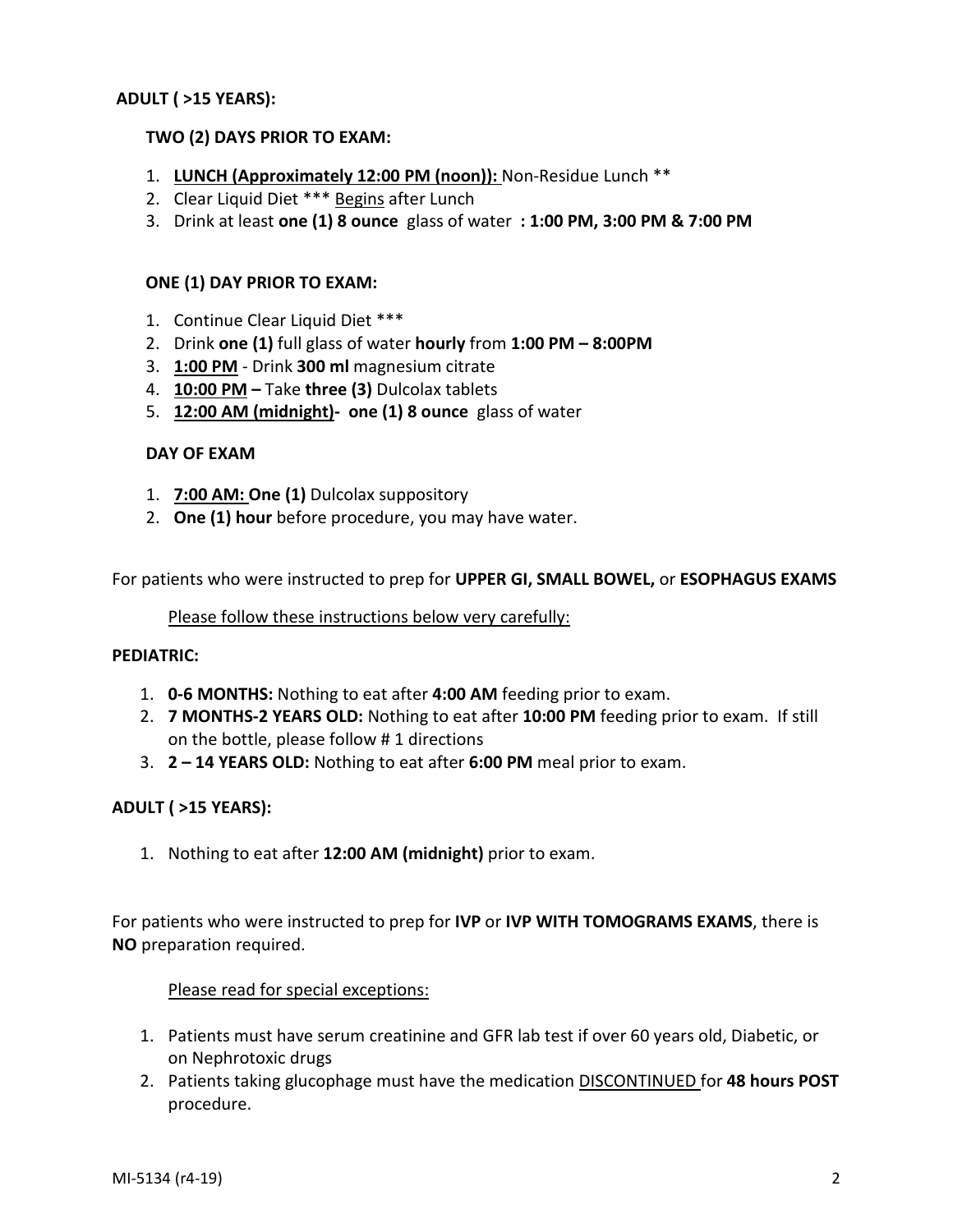**ADULT ( >15 YEARS):**

**TWO (2) DAYS PRIOR TO EXAM:**

1. **LUNCH (Approximately 12:00 PM (noon)):** Non-Residue Lunch **
2. Clear Liquid Diet *** Begins after Lunch
3. Drink at least **one (1) 8 ounce** glass of water **: 1:00 PM, 3:00 PM & 7:00 PM**

**ONE (1) DAY PRIOR TO EXAM:**

1. Continue Clear Liquid Diet ***
2. Drink **one (1)** full glass of water **hourly** from **1:00 PM – 8:00PM**
3. **1:00 PM** - Drink **300 ml** magnesium citrate
4. **10:00 PM –** Take **three (3)** Dulcolax tablets
5. **12:00 AM (midnight)- one (1) 8 ounce** glass of water

**DAY OF EXAM**

1. **7:00 AM: One (1)** Dulcolax suppository
2. **One (1) hour** before procedure, you may have water.

For patients who were instructed to prep for **UPPER GI, SMALL BOWEL,** or **ESOPHAGUS EXAMS**

Please follow these instructions below very carefully:

**PEDIATRIC:**

1. **0-6 MONTHS:** Nothing to eat after **4:00 AM** feeding prior to exam.
2. **7 MONTHS-2 YEARS OLD:** Nothing to eat after **10:00 PM** feeding prior to exam. If still on the bottle, please follow # 1 directions
3. **2 – 14 YEARS OLD:** Nothing to eat after **6:00 PM** meal prior to exam.

**ADULT ( >15 YEARS):**

1. Nothing to eat after **12:00 AM (midnight)** prior to exam.

For patients who were instructed to prep for **IVP** or **IVP WITH TOMOGRAMS EXAMS**, there is **NO** preparation required.

Please read for special exceptions:

1. Patients must have serum creatinine and GFR lab test if over 60 years old, Diabetic, or on Nephrotoxic drugs
2. Patients taking glucophage must have the medication DISCONTINUED for **48 hours POST** procedure.

MI-5134 (r4-19)